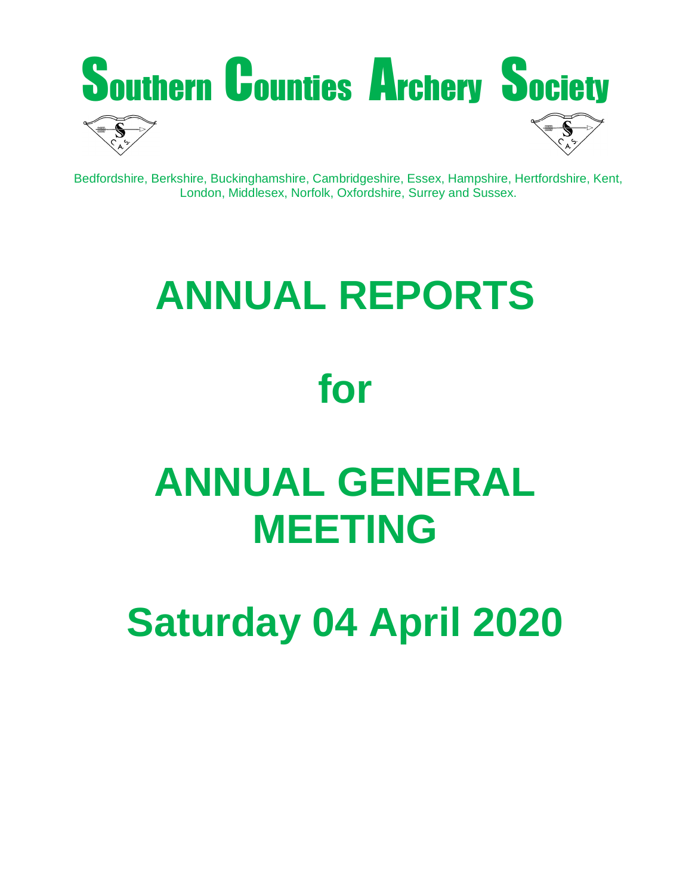# Southern Counties Archery Society

Bedfordshire, Berkshire, Buckinghamshire, Cambridgeshire, Essex, Hampshire, Hertfordshire, Kent, London, Middlesex, Norfolk, Oxfordshire, Surrey and Sussex.

# ANNUAL REPORTS

# for

# ANNUAL GENERAL MEETING

# Saturday 04 April 2020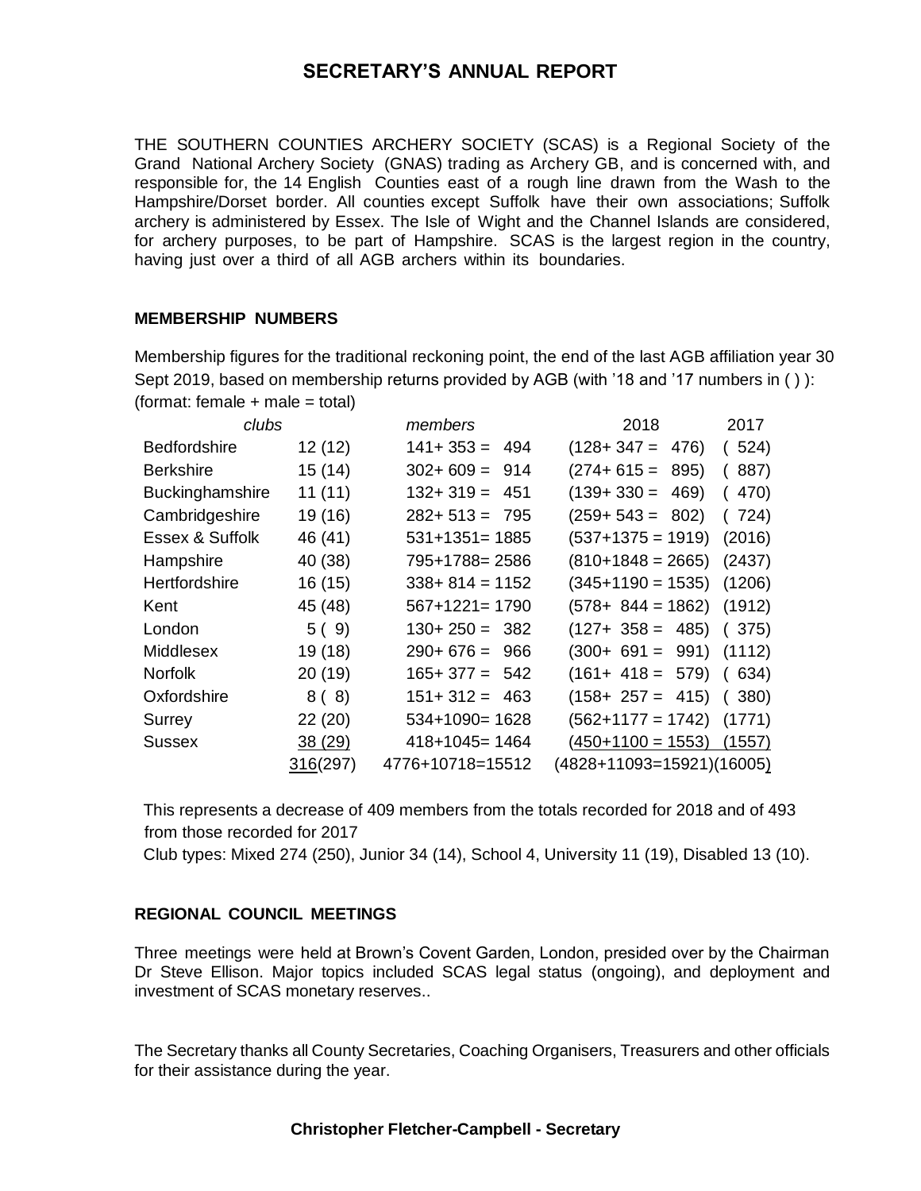# SECRETARY'S ANNUAL REPORT

THE SOUTHERN COUNTIES ARCHERY SOCIETY (SCAS) is a Regional Society of the Grand National Archery Society (GNAS) trading as Archery GB, and is concerned with, and responsible for, the 14 English Counties east of a rough line drawn from the Wash to the Hampshire/Dorset border. All counties except Suffolk have their own associations; Suffolk archery is administered by Essex. The Isle of Wight and the Channel Islands are considered, for archery purposes, to be part of Hampshire. SCAS is the largest region in the country, having just over a third of all AGB archers within its boundaries.

## MEMBERSHIP NUMBERS

Membership figures for the traditional reckoning point, the end of the last AGB affiliation year 30 Sept 2019, based on membership returns provided by AGB (with '18 and '17 numbers in ( ) ):
(format: female + male = total)

| | *clubs* | *members* | 2018 | 2017 |
|---|---|---|---|---|
| Bedfordshire | 12 (12) | 141+ 353 = 494 | (128+ 347 = 476) | ( 524) |
| Berkshire | 15 (14) | 302+ 609 = 914 | (274+ 615 = 895) | ( 887) |
| Buckinghamshire | 11 (11) | 132+ 319 = 451 | (139+ 330 = 469) | ( 470) |
| Cambridgeshire | 19 (16) | 282+ 513 = 795 | (259+ 543 = 802) | ( 724) |
| Essex & Suffolk | 46 (41) | 531+1351= 1885 | (537+1375 = 1919) | (2016) |
| Hampshire | 40 (38) | 795+1788= 2586 | (810+1848 = 2665) | (2437) |
| Hertfordshire | 16 (15) | 338+ 814 = 1152 | (345+1190 = 1535) | (1206) |
| Kent | 45 (48) | 567+1221= 1790 | (578+ 844 = 1862) | (1912) |
| London | 5 ( 9) | 130+ 250 = 382 | (127+ 358 = 485) | ( 375) |
| Middlesex | 19 (18) | 290+ 676 = 966 | (300+ 691 = 991) | (1112) |
| Norfolk | 20 (19) | 165+ 377 = 542 | (161+ 418 = 579) | ( 634) |
| Oxfordshire | 8 ( 8) | 151+ 312 = 463 | (158+ 257 = 415) | ( 380) |
| Surrey | 22 (20) | 534+1090= 1628 | (562+1177 = 1742) | (1771) |
| Sussex | 38 (29) | 418+1045= 1464 | (450+1100 = 1553) | (1557) |
| | 316(297) | 4776+10718=15512 | (4828+11093=15921) | (16005) |

This represents a decrease of 409 members from the totals recorded for 2018 and of 493 from those recorded for 2017

Club types: Mixed 274 (250), Junior 34 (14), School 4, University 11 (19), Disabled 13 (10).

## REGIONAL COUNCIL MEETINGS

Three meetings were held at Brown's Covent Garden, London, presided over by the Chairman Dr Steve Ellison. Major topics included SCAS legal status (ongoing), and deployment and investment of SCAS monetary reserves..

The Secretary thanks all County Secretaries, Coaching Organisers, Treasurers and other officials for their assistance during the year.

**Christopher Fletcher-Campbell - Secretary**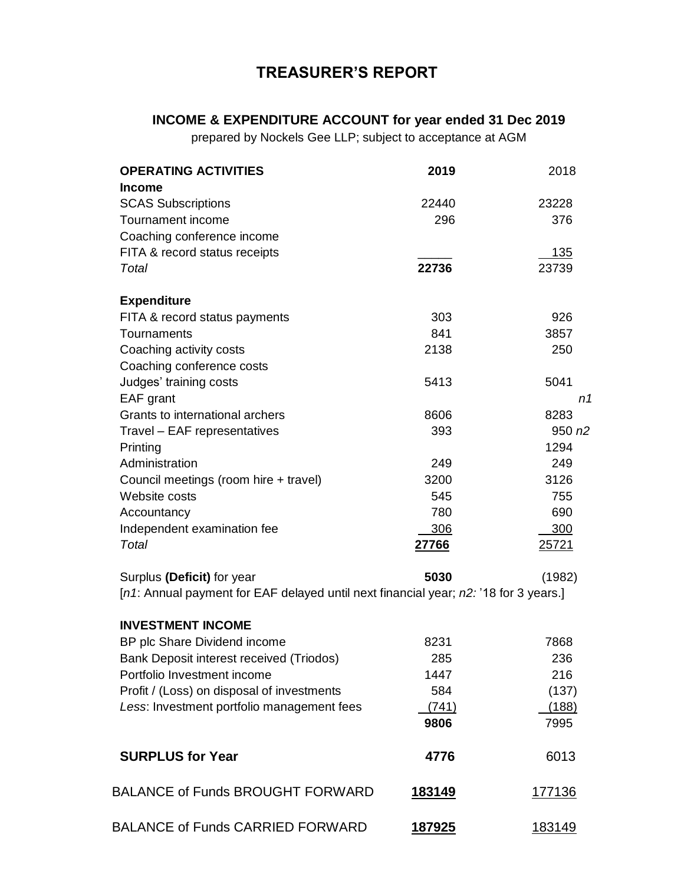# TREASURER'S REPORT

## INCOME & EXPENDITURE ACCOUNT for year ended 31 Dec 2019

prepared by Nockels Gee LLP; subject to acceptance at AGM

| **OPERATING ACTIVITIES** | **2019** | 2018 |
|---|---|---|
| **Income** | | |
| SCAS Subscriptions | 22440 | 23228 |
| Tournament income | 296 | 376 |
| Coaching conference income | | |
| FITA & record status receipts | | 135 |
| *Total* | **22736** | 23739 |
| | | |
| **Expenditure** | | |
| FITA & record status payments | 303 | 926 |
| Tournaments | 841 | 3857 |
| Coaching activity costs | 2138 | 250 |
| Coaching conference costs | | |
| Judges' training costs | 5413 | 5041 |
| EAF grant | | *n1* |
| Grants to international archers | 8606 | 8283 |
| Travel – EAF representatives | 393 | 950 *n2* |
| Printing | | 1294 |
| Administration | 249 | 249 |
| Council meetings (room hire + travel) | 3200 | 3126 |
| Website costs | 545 | 755 |
| Accountancy | 780 | 690 |
| Independent examination fee | 306 | 300 |
| *Total* | **27766** | 25721 |
| | | |
| Surplus **(Deficit)** for year | **5030** | (1982) |

[*n1*: Annual payment for EAF delayed until next financial year; *n2:* '18 for 3 years.]

| **INVESTMENT INCOME** | | |
|---|---|---|
| BP plc Share Dividend income | 8231 | 7868 |
| Bank Deposit interest received (Triodos) | 285 | 236 |
| Portfolio Investment income | 1447 | 216 |
| Profit / (Loss) on disposal of investments | 584 | (137) |
| *Less*: Investment portfolio management fees | (741) | (188) |
| | **9806** | 7995 |
| | | |
| **SURPLUS for Year** | **4776** | 6013 |
| | | |
| BALANCE of Funds BROUGHT FORWARD | **183149** | 177136 |
| | | |
| BALANCE of Funds CARRIED FORWARD | **187925** | 183149 |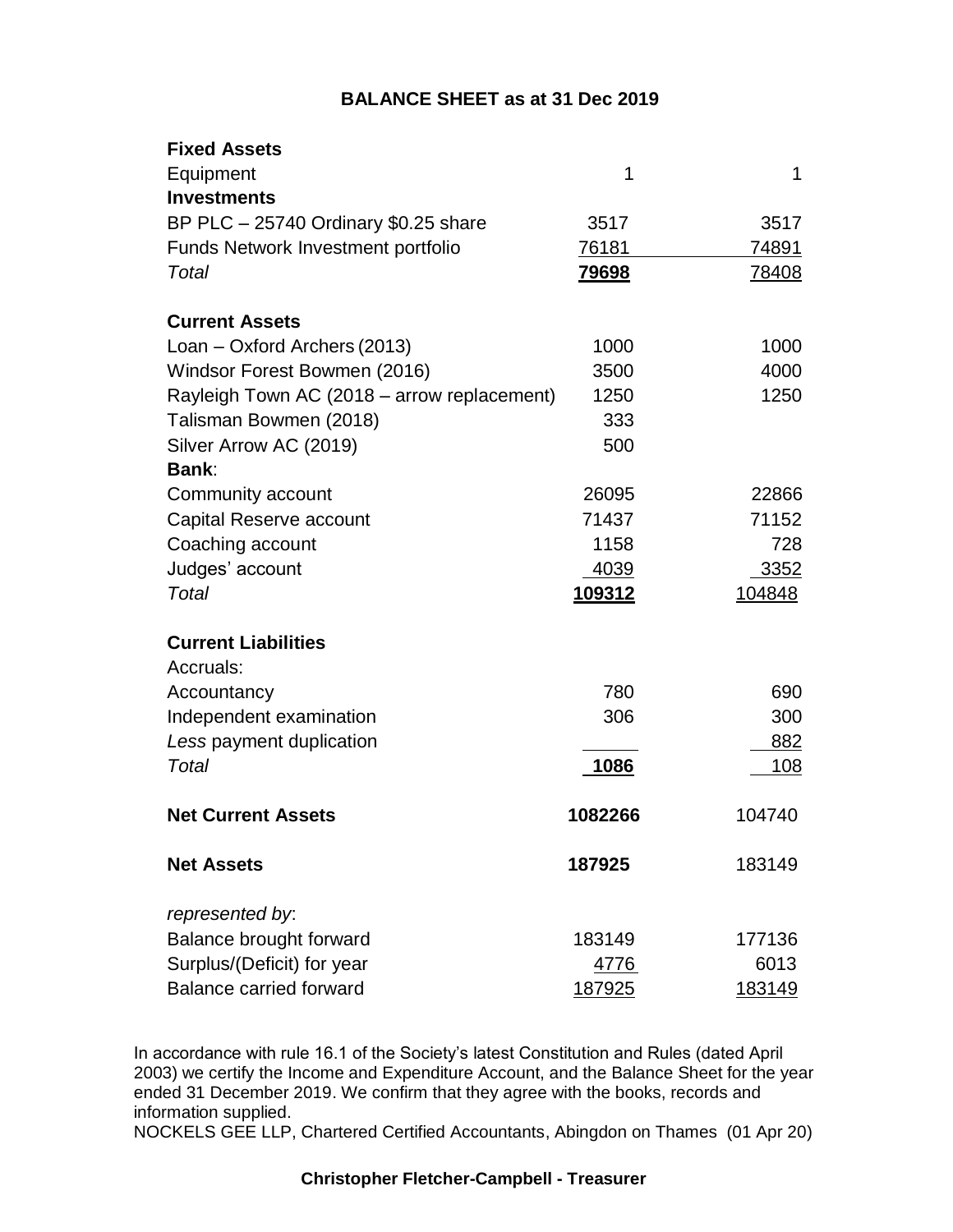## BALANCE SHEET as at 31 Dec 2019

| | | |
|---|---|---|
| **Fixed Assets** | | |
| Equipment | 1 | 1 |
| **Investments** | | |
| BP PLC – 25740 Ordinary $0.25 share | 3517 | 3517 |
| Funds Network Investment portfolio | 76181 | 74891 |
| *Total* | **79698** | 78408 |
| | | |
| **Current Assets** | | |
| Loan – Oxford Archers (2013) | 1000 | 1000 |
| Windsor Forest Bowmen (2016) | 3500 | 4000 |
| Rayleigh Town AC (2018 – arrow replacement) | 1250 | 1250 |
| Talisman Bowmen (2018) | 333 | |
| Silver Arrow AC (2019) | 500 | |
| **Bank**: | | |
| Community account | 26095 | 22866 |
| Capital Reserve account | 71437 | 71152 |
| Coaching account | 1158 | 728 |
| Judges' account | 4039 | 3352 |
| *Total* | **109312** | 104848 |
| | | |
| **Current Liabilities** | | |
| Accruals: | | |
| Accountancy | 780 | 690 |
| Independent examination | 306 | 300 |
| *Less* payment duplication | | 882 |
| *Total* | **1086** | 108 |
| | | |
| **Net Current Assets** | **1082266** | 104740 |
| | | |
| **Net Assets** | **187925** | 183149 |
| | | |
| *represented by*: | | |
| Balance brought forward | 183149 | 177136 |
| Surplus/(Deficit) for year | 4776 | 6013 |
| Balance carried forward | 187925 | 183149 |

In accordance with rule 16.1 of the Society's latest Constitution and Rules (dated April 2003) we certify the Income and Expenditure Account, and the Balance Sheet for the year ended 31 December 2019. We confirm that they agree with the books, records and information supplied.
NOCKELS GEE LLP, Chartered Certified Accountants, Abingdon on Thames (01 Apr 20)

**Christopher Fletcher-Campbell - Treasurer**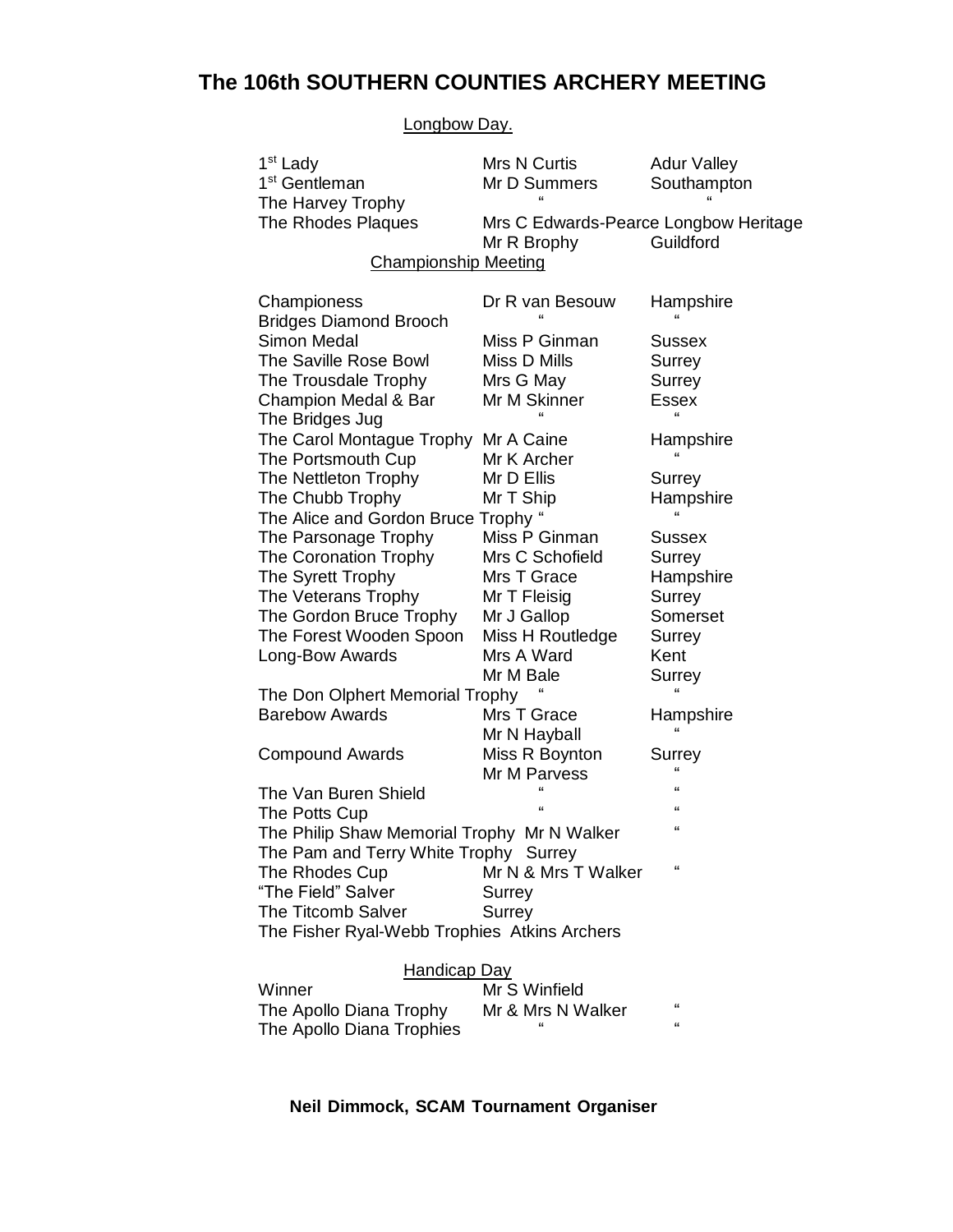# The 106th SOUTHERN COUNTIES ARCHERY MEETING

## Longbow Day.

| | | |
|---|---|---|
| 1st Lady | Mrs N Curtis | Adur Valley |
| 1st Gentleman | Mr D Summers | Southampton |
| The Harvey Trophy | " | " |
| The Rhodes Plaques | Mrs C Edwards-Pearce | Longbow Heritage |
| | Mr R Brophy | Guildford |

## Championship Meeting

| | | |
|---|---|---|
| Championess | Dr R van Besouw | Hampshire |
| Bridges Diamond Brooch | " | " |
| Simon Medal | Miss P Ginman | Sussex |
| The Saville Rose Bowl | Miss D Mills | Surrey |
| The Trousdale Trophy | Mrs G May | Surrey |
| Champion Medal & Bar | Mr M Skinner | Essex |
| The Bridges Jug | " | " |
| The Carol Montague Trophy | Mr A Caine | Hampshire |
| The Portsmouth Cup | Mr K Archer | " |
| The Nettleton Trophy | Mr D Ellis | Surrey |
| The Chubb Trophy | Mr T Ship | Hampshire |
| The Alice and Gordon Bruce Trophy | " | " |
| The Parsonage Trophy | Miss P Ginman | Sussex |
| The Coronation Trophy | Mrs C Schofield | Surrey |
| The Syrett Trophy | Mrs T Grace | Hampshire |
| The Veterans Trophy | Mr T Fleisig | Surrey |
| The Gordon Bruce Trophy | Mr J Gallop | Somerset |
| The Forest Wooden Spoon | Miss H Routledge | Surrey |
| Long-Bow Awards | Mrs A Ward | Kent |
| | Mr M Bale | Surrey |
| The Don Olphert Memorial Trophy | " | " |
| Barebow Awards | Mrs T Grace | Hampshire |
| | Mr N Hayball | " |
| Compound Awards | Miss R Boynton | Surrey |
| | Mr M Parvess | " |
| The Van Buren Shield | " | " |
| The Potts Cup | " | " |
| The Philip Shaw Memorial Trophy | Mr N Walker | " |
| The Pam and Terry White Trophy | Surrey | |
| The Rhodes Cup | Mr N & Mrs T Walker | " |
| "The Field" Salver | Surrey | |
| The Titcomb Salver | Surrey | |
| The Fisher Ryal-Webb Trophies | Atkins Archers | |

## Handicap Day

| | | |
|---|---|---|
| Winner | Mr S Winfield | |
| The Apollo Diana Trophy | Mr & Mrs N Walker | " |
| The Apollo Diana Trophies | " | " |

**Neil Dimmock, SCAM Tournament Organiser**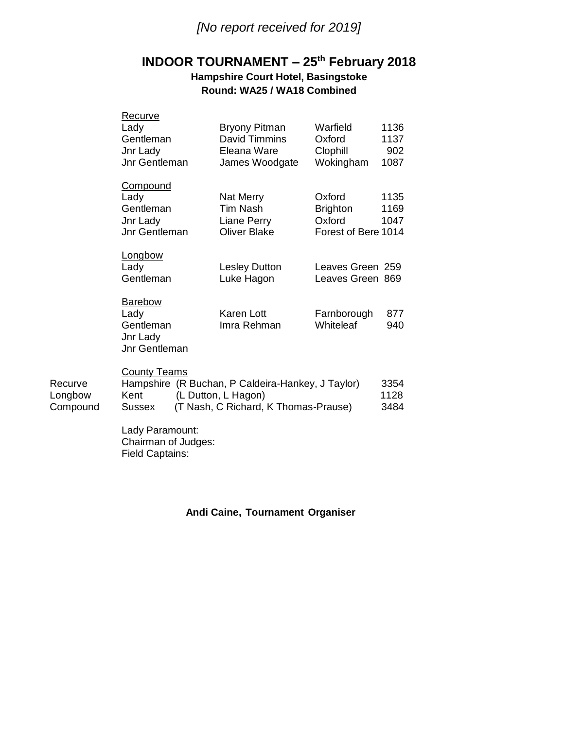*[No report received for 2019]*

## INDOOR TOURNAMENT – 25th February 2018

**Hampshire Court Hotel, Basingstoke**

**Round: WA25 / WA18 Combined**

| | | | |
|---|---|---|---|
| <u>Recurve</u> | | | |
| Lady | Bryony Pitman | Warfield | 1136 |
| Gentleman | David Timmins | Oxford | 1137 |
| Jnr Lady | Eleana Ware | Clophill | 902 |
| Jnr Gentleman | James Woodgate | Wokingham | 1087 |
| <u>Compound</u> | | | |
| Lady | Nat Merry | Oxford | 1135 |
| Gentleman | Tim Nash | Brighton | 1169 |
| Jnr Lady | Liane Perry | Oxford | 1047 |
| Jnr Gentleman | Oliver Blake | Forest of Bere | 1014 |
| <u>Longbow</u> | | | |
| Lady | Lesley Dutton | Leaves Green | 259 |
| Gentleman | Luke Hagon | Leaves Green | 869 |
| <u>Barebow</u> | | | |
| Lady | Karen Lott | Farnborough | 877 |
| Gentleman | Imra Rehman | Whiteleaf | 940 |
| Jnr Lady | | | |
| Jnr Gentleman | | | |

<u>County Teams</u>

| | | | |
|---|---|---|---|
| Recurve | Hampshire | (R Buchan, P Caldeira-Hankey, J Taylor) | 3354 |
| Longbow | Kent | (L Dutton, L Hagon) | 1128 |
| Compound | Sussex | (T Nash, C Richard, K Thomas-Prause) | 3484 |

Lady Paramount:
Chairman of Judges:
Field Captains:

**Andi Caine, Tournament Organiser**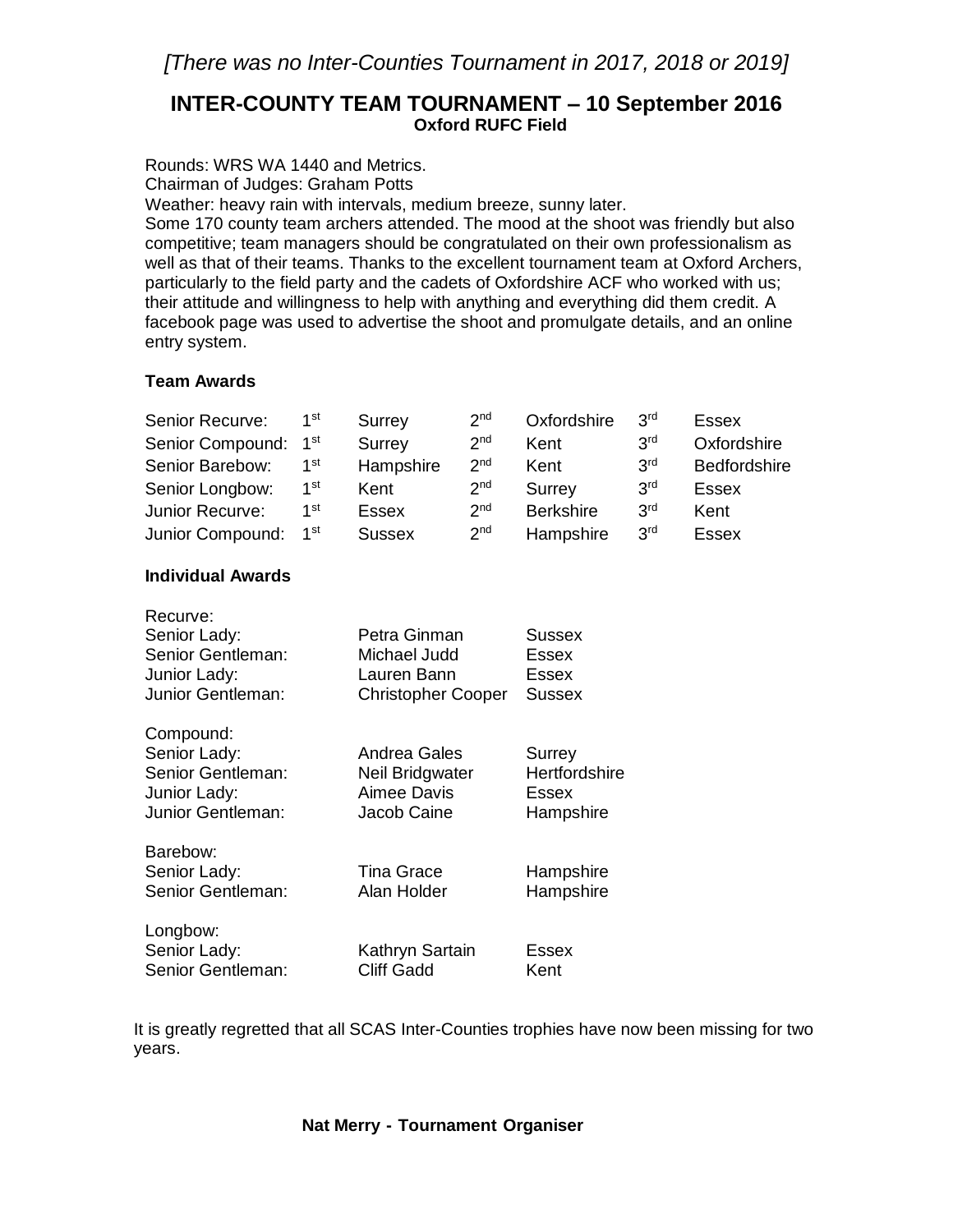*[There was no Inter-Counties Tournament in 2017, 2018 or 2019]*

## INTER-COUNTY TEAM TOURNAMENT – 10 September 2016

**Oxford RUFC Field**

Rounds: WRS WA 1440 and Metrics.
Chairman of Judges: Graham Potts
Weather: heavy rain with intervals, medium breeze, sunny later.
Some 170 county team archers attended. The mood at the shoot was friendly but also competitive; team managers should be congratulated on their own professionalism as well as that of their teams. Thanks to the excellent tournament team at Oxford Archers, particularly to the field party and the cadets of Oxfordshire ACF who worked with us; their attitude and willingness to help with anything and everything did them credit. A facebook page was used to advertise the shoot and promulgate details, and an online entry system.

### Team Awards

| | | | | | | |
|---|---|---|---|---|---|---|
| Senior Recurve: | 1st | Surrey | 2nd | Oxfordshire | 3rd | Essex |
| Senior Compound: | 1st | Surrey | 2nd | Kent | 3rd | Oxfordshire |
| Senior Barebow: | 1st | Hampshire | 2nd | Kent | 3rd | Bedfordshire |
| Senior Longbow: | 1st | Kent | 2nd | Surrey | 3rd | Essex |
| Junior Recurve: | 1st | Essex | 2nd | Berkshire | 3rd | Kent |
| Junior Compound: | 1st | Sussex | 2nd | Hampshire | 3rd | Essex |

### Individual Awards

| | | |
|---|---|---|
| **Recurve:** | | |
| Senior Lady: | Petra Ginman | Sussex |
| Senior Gentleman: | Michael Judd | Essex |
| Junior Lady: | Lauren Bann | Essex |
| Junior Gentleman: | Christopher Cooper | Sussex |
| **Compound:** | | |
| Senior Lady: | Andrea Gales | Surrey |
| Senior Gentleman: | Neil Bridgwater | Hertfordshire |
| Junior Lady: | Aimee Davis | Essex |
| Junior Gentleman: | Jacob Caine | Hampshire |
| **Barebow:** | | |
| Senior Lady: | Tina Grace | Hampshire |
| Senior Gentleman: | Alan Holder | Hampshire |
| **Longbow:** | | |
| Senior Lady: | Kathryn Sartain | Essex |
| Senior Gentleman: | Cliff Gadd | Kent |

It is greatly regretted that all SCAS Inter-Counties trophies have now been missing for two years.

**Nat Merry - Tournament Organiser**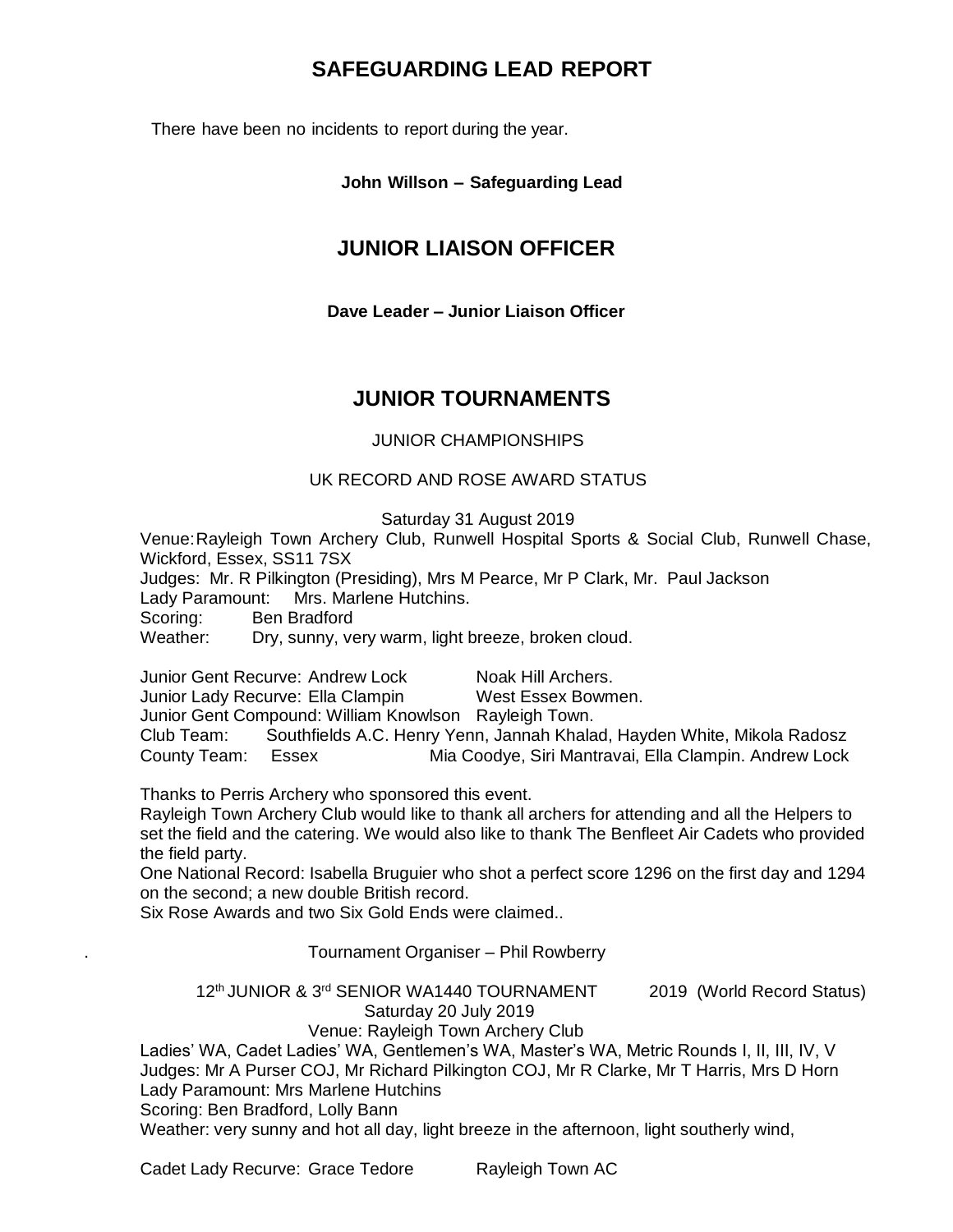## SAFEGUARDING LEAD REPORT

There have been no incidents to report during the year.

**John Willson – Safeguarding Lead**

## JUNIOR LIAISON OFFICER

**Dave Leader – Junior Liaison Officer**

## JUNIOR TOURNAMENTS

JUNIOR CHAMPIONSHIPS

UK RECORD AND ROSE AWARD STATUS

Saturday 31 August 2019

Venue: Rayleigh Town Archery Club, Runwell Hospital Sports & Social Club, Runwell Chase, Wickford, Essex, SS11 7SX
Judges: Mr. R Pilkington (Presiding), Mrs M Pearce, Mr P Clark, Mr. Paul Jackson
Lady Paramount: Mrs. Marlene Hutchins.
Scoring: Ben Bradford
Weather: Dry, sunny, very warm, light breeze, broken cloud.

Junior Gent Recurve: Andrew Lock Noak Hill Archers.
Junior Lady Recurve: Ella Clampin West Essex Bowmen.
Junior Gent Compound: William Knowlson Rayleigh Town.
Club Team: Southfields A.C. Henry Yenn, Jannah Khalad, Hayden White, Mikola Radosz
County Team: Essex Mia Coodye, Siri Mantravai, Ella Clampin. Andrew Lock

Thanks to Perris Archery who sponsored this event.
Rayleigh Town Archery Club would like to thank all archers for attending and all the Helpers to set the field and the catering. We would also like to thank The Benfleet Air Cadets who provided the field party.
One National Record: Isabella Bruguier who shot a perfect score 1296 on the first day and 1294 on the second; a new double British record.
Six Rose Awards and two Six Gold Ends were claimed..

. Tournament Organiser – Phil Rowberry

12th JUNIOR & 3rd SENIOR WA1440 TOURNAMENT 2019 (World Record Status)
Saturday 20 July 2019
Venue: Rayleigh Town Archery Club
Ladies' WA, Cadet Ladies' WA, Gentlemen's WA, Master's WA, Metric Rounds I, II, III, IV, V
Judges: Mr A Purser COJ, Mr Richard Pilkington COJ, Mr R Clarke, Mr T Harris, Mrs D Horn
Lady Paramount: Mrs Marlene Hutchins
Scoring: Ben Bradford, Lolly Bann
Weather: very sunny and hot all day, light breeze in the afternoon, light southerly wind,

Cadet Lady Recurve: Grace Tedore Rayleigh Town AC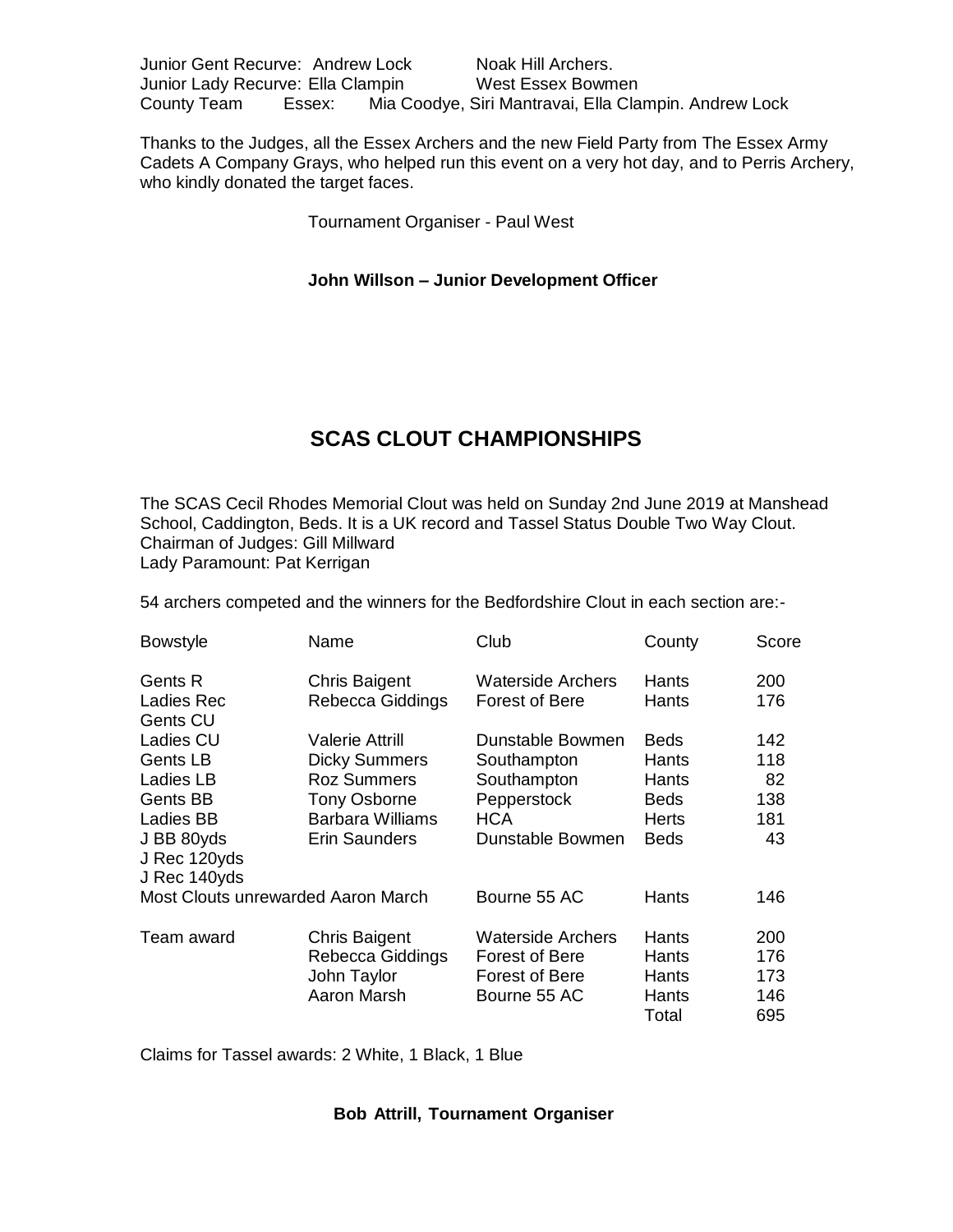Junior Gent Recurve: Andrew Lock Noak Hill Archers.
Junior Lady Recurve: Ella Clampin West Essex Bowmen
County Team Essex: Mia Coodye, Siri Mantravai, Ella Clampin. Andrew Lock

Thanks to the Judges, all the Essex Archers and the new Field Party from The Essex Army Cadets A Company Grays, who helped run this event on a very hot day, and to Perris Archery, who kindly donated the target faces.

Tournament Organiser - Paul West

**John Willson – Junior Development Officer**

## SCAS CLOUT CHAMPIONSHIPS

The SCAS Cecil Rhodes Memorial Clout was held on Sunday 2nd June 2019 at Manshead School, Caddington, Beds. It is a UK record and Tassel Status Double Two Way Clout.
Chairman of Judges: Gill Millward
Lady Paramount: Pat Kerrigan

54 archers competed and the winners for the Bedfordshire Clout in each section are:-

| Bowstyle | Name | Club | County | Score |
|---|---|---|---|---|
| Gents R | Chris Baigent | Waterside Archers | Hants | 200 |
| Ladies Rec | Rebecca Giddings | Forest of Bere | Hants | 176 |
| Gents CU | | | | |
| Ladies CU | Valerie Attrill | Dunstable Bowmen | Beds | 142 |
| Gents LB | Dicky Summers | Southampton | Hants | 118 |
| Ladies LB | Roz Summers | Southampton | Hants | 82 |
| Gents BB | Tony Osborne | Pepperstock | Beds | 138 |
| Ladies BB | Barbara Williams | HCA | Herts | 181 |
| J BB 80yds | Erin Saunders | Dunstable Bowmen | Beds | 43 |
| J Rec 120yds | | | | |
| J Rec 140yds | | | | |
| Most Clouts unrewarded | Aaron March | Bourne 55 AC | Hants | 146 |
| Team award | Chris Baigent | Waterside Archers | Hants | 200 |
| | Rebecca Giddings | Forest of Bere | Hants | 176 |
| | John Taylor | Forest of Bere | Hants | 173 |
| | Aaron Marsh | Bourne 55 AC | Hants | 146 |
| | | | Total | 695 |

Claims for Tassel awards: 2 White, 1 Black, 1 Blue

**Bob Attrill, Tournament Organiser**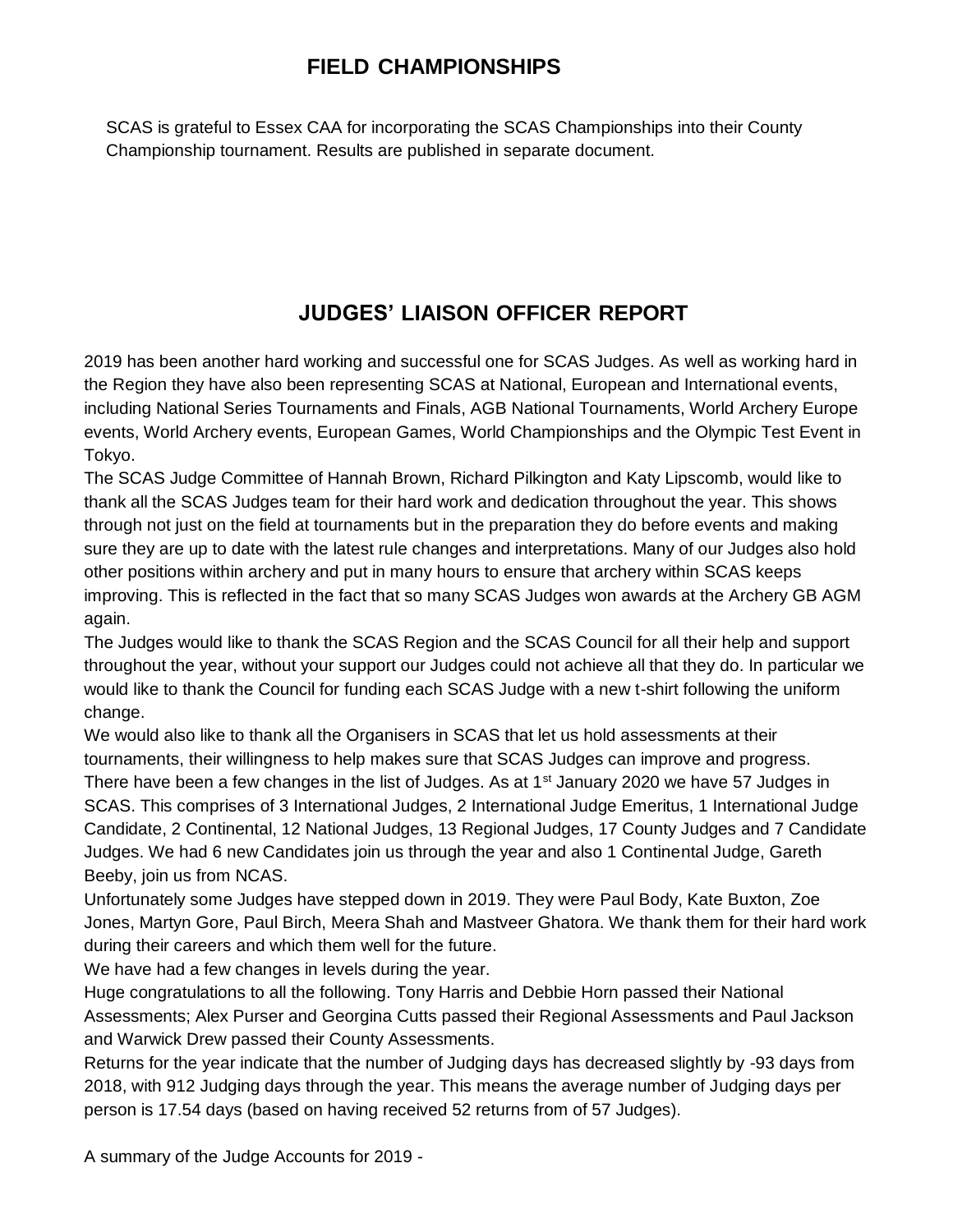## FIELD CHAMPIONSHIPS

SCAS is grateful to Essex CAA for incorporating the SCAS Championships into their County Championship tournament. Results are published in separate document.

## JUDGES' LIAISON OFFICER REPORT

2019 has been another hard working and successful one for SCAS Judges. As well as working hard in the Region they have also been representing SCAS at National, European and International events, including National Series Tournaments and Finals, AGB National Tournaments, World Archery Europe events, World Archery events, European Games, World Championships and the Olympic Test Event in Tokyo.

The SCAS Judge Committee of Hannah Brown, Richard Pilkington and Katy Lipscomb, would like to thank all the SCAS Judges team for their hard work and dedication throughout the year. This shows through not just on the field at tournaments but in the preparation they do before events and making sure they are up to date with the latest rule changes and interpretations. Many of our Judges also hold other positions within archery and put in many hours to ensure that archery within SCAS keeps improving. This is reflected in the fact that so many SCAS Judges won awards at the Archery GB AGM again.

The Judges would like to thank the SCAS Region and the SCAS Council for all their help and support throughout the year, without your support our Judges could not achieve all that they do. In particular we would like to thank the Council for funding each SCAS Judge with a new t-shirt following the uniform change.

We would also like to thank all the Organisers in SCAS that let us hold assessments at their tournaments, their willingness to help makes sure that SCAS Judges can improve and progress.

There have been a few changes in the list of Judges. As at 1st January 2020 we have 57 Judges in SCAS. This comprises of 3 International Judges, 2 International Judge Emeritus, 1 International Judge Candidate, 2 Continental, 12 National Judges, 13 Regional Judges, 17 County Judges and 7 Candidate Judges. We had 6 new Candidates join us through the year and also 1 Continental Judge, Gareth Beeby, join us from NCAS.

Unfortunately some Judges have stepped down in 2019. They were Paul Body, Kate Buxton, Zoe Jones, Martyn Gore, Paul Birch, Meera Shah and Mastveer Ghatora. We thank them for their hard work during their careers and which them well for the future.

We have had a few changes in levels during the year.

Huge congratulations to all the following. Tony Harris and Debbie Horn passed their National Assessments; Alex Purser and Georgina Cutts passed their Regional Assessments and Paul Jackson and Warwick Drew passed their County Assessments.

Returns for the year indicate that the number of Judging days has decreased slightly by -93 days from 2018, with 912 Judging days through the year. This means the average number of Judging days per person is 17.54 days (based on having received 52 returns from of 57 Judges).

A summary of the Judge Accounts for 2019 -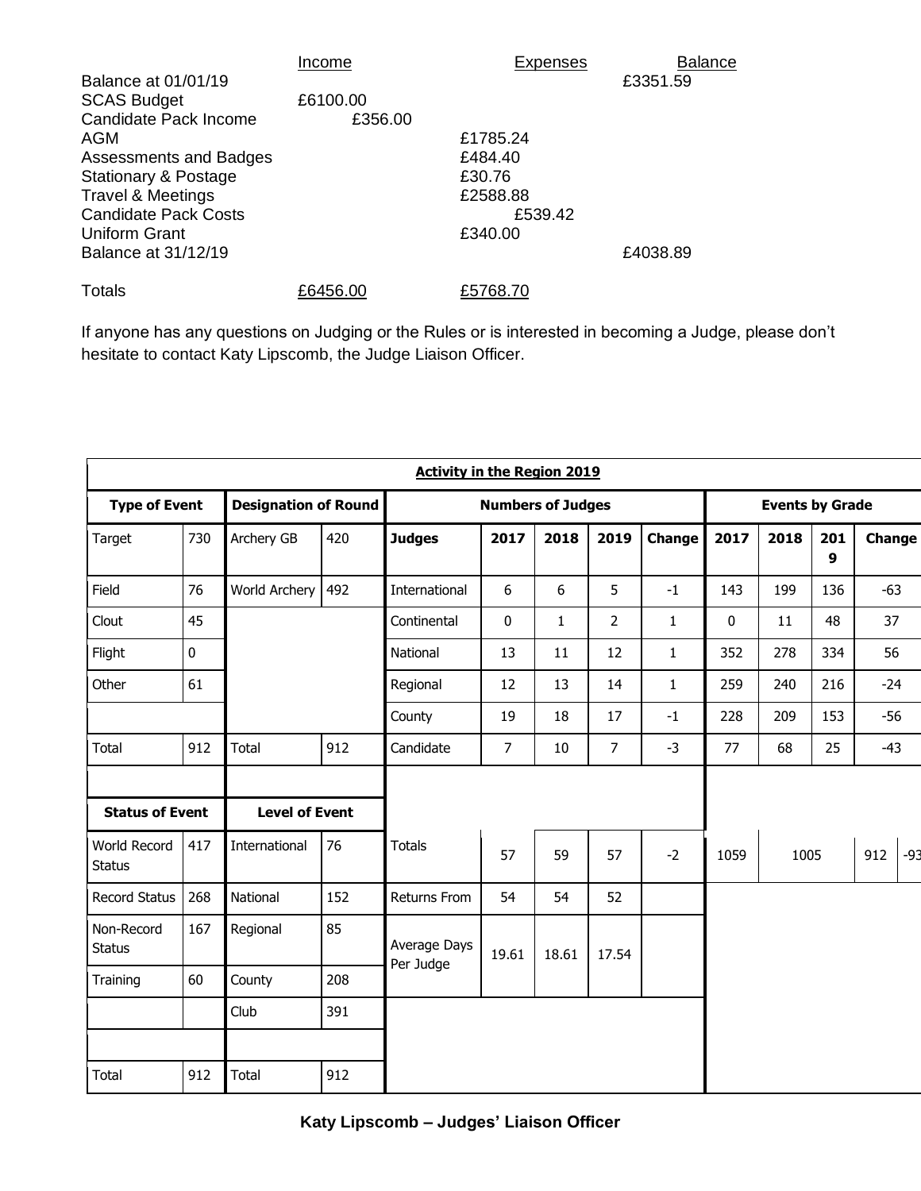| | Income | Expenses | Balance |
|---|---|---|---|
| Balance at 01/01/19 | | | £3351.59 |
| SCAS Budget | £6100.00 | | |
| Candidate Pack Income | £356.00 | | |
| AGM | | £1785.24 | |
| Assessments and Badges | | £484.40 | |
| Stationary & Postage | | £30.76 | |
| Travel & Meetings | | £2588.88 | |
| Candidate Pack Costs | | £539.42 | |
| Uniform Grant | | £340.00 | |
| Balance at 31/12/19 | | | £4038.89 |
| Totals | £6456.00 | £5768.70 | |

If anyone has any questions on Judging or the Rules or is interested in becoming a Judge, please don't hesitate to contact Katy Lipscomb, the Judge Liaison Officer.

**Activity in the Region 2019**

| Type of Event | | Designation of Round | | Numbers of Judges | | | | | Events by Grade | | | |
|---|---|---|---|---|---|---|---|---|---|---|---|---|
| Target | 730 | Archery GB | 420 | **Judges** | **2017** | **2018** | **2019** | **Change** | **2017** | **2018** | **2019** | **Change** |
| Field | 76 | World Archery | 492 | International | 6 | 6 | 5 | -1 | 143 | 199 | 136 | -63 |
| Clout | 45 | | | Continental | 0 | 1 | 2 | 1 | 0 | 11 | 48 | 37 |
| Flight | 0 | | | National | 13 | 11 | 12 | 1 | 352 | 278 | 334 | 56 |
| Other | 61 | | | Regional | 12 | 13 | 14 | 1 | 259 | 240 | 216 | -24 |
| | | | | County | 19 | 18 | 17 | -1 | 228 | 209 | 153 | -56 |
| Total | 912 | Total | 912 | Candidate | 7 | 10 | 7 | -3 | 77 | 68 | 25 | -43 |
| | | | | | | | | | | | | |
| **Status of Event** | | **Level of Event** | | | | | | | | | | |
| World Record Status | 417 | International | 76 | Totals | 57 | 59 | 57 | -2 | 1059 | 1005 | 912 | -93 |
| Record Status | 268 | National | 152 | Returns From | 54 | 54 | 52 | | | | | |
| Non-Record Status | 167 | Regional | 85 | Average Days Per Judge | 19.61 | 18.61 | 17.54 | | | | | |
| Training | 60 | County | 208 | | | | | | | | | |
| | | Club | 391 | | | | | | | | | |
| | | | | | | | | | | | | |
| Total | 912 | Total | 912 | | | | | | | | | |

**Katy Lipscomb – Judges' Liaison Officer**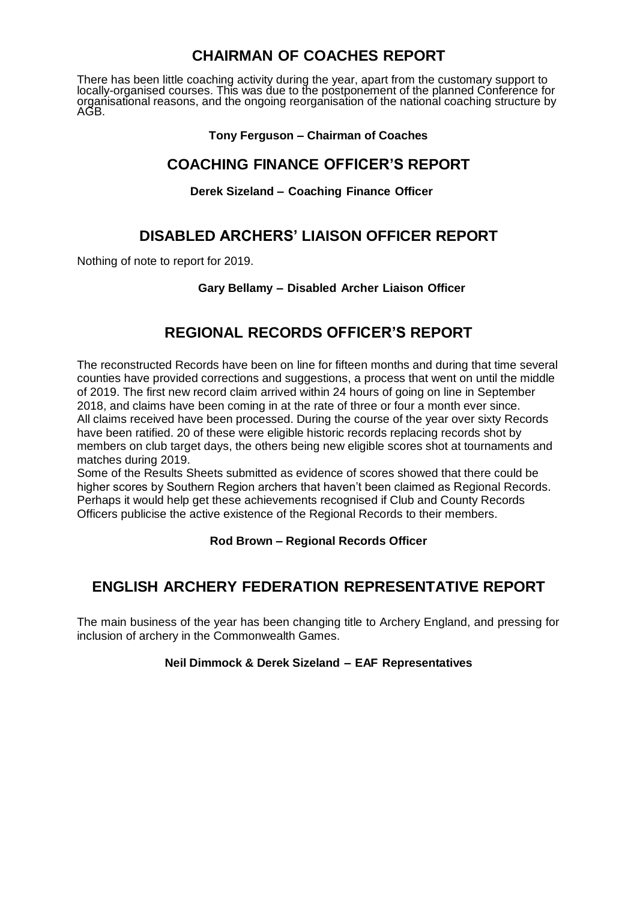## CHAIRMAN OF COACHES REPORT

There has been little coaching activity during the year, apart from the customary support to locally-organised courses. This was due to the postponement of the planned Conference for organisational reasons, and the ongoing reorganisation of the national coaching structure by AGB.

**Tony Ferguson – Chairman of Coaches**

## COACHING FINANCE OFFICER'S REPORT

**Derek Sizeland – Coaching Finance Officer**

## DISABLED ARCHERS' LIAISON OFFICER REPORT

Nothing of note to report for 2019.

**Gary Bellamy – Disabled Archer Liaison Officer**

## REGIONAL RECORDS OFFICER'S REPORT

The reconstructed Records have been on line for fifteen months and during that time several counties have provided corrections and suggestions, a process that went on until the middle of 2019. The first new record claim arrived within 24 hours of going on line in September 2018, and claims have been coming in at the rate of three or four a month ever since.
All claims received have been processed. During the course of the year over sixty Records have been ratified. 20 of these were eligible historic records replacing records shot by members on club target days, the others being new eligible scores shot at tournaments and matches during 2019.
Some of the Results Sheets submitted as evidence of scores showed that there could be higher scores by Southern Region archers that haven't been claimed as Regional Records. Perhaps it would help get these achievements recognised if Club and County Records Officers publicise the active existence of the Regional Records to their members.

**Rod Brown – Regional Records Officer**

## ENGLISH ARCHERY FEDERATION REPRESENTATIVE REPORT

The main business of the year has been changing title to Archery England, and pressing for inclusion of archery in the Commonwealth Games.

**Neil Dimmock & Derek Sizeland – EAF Representatives**